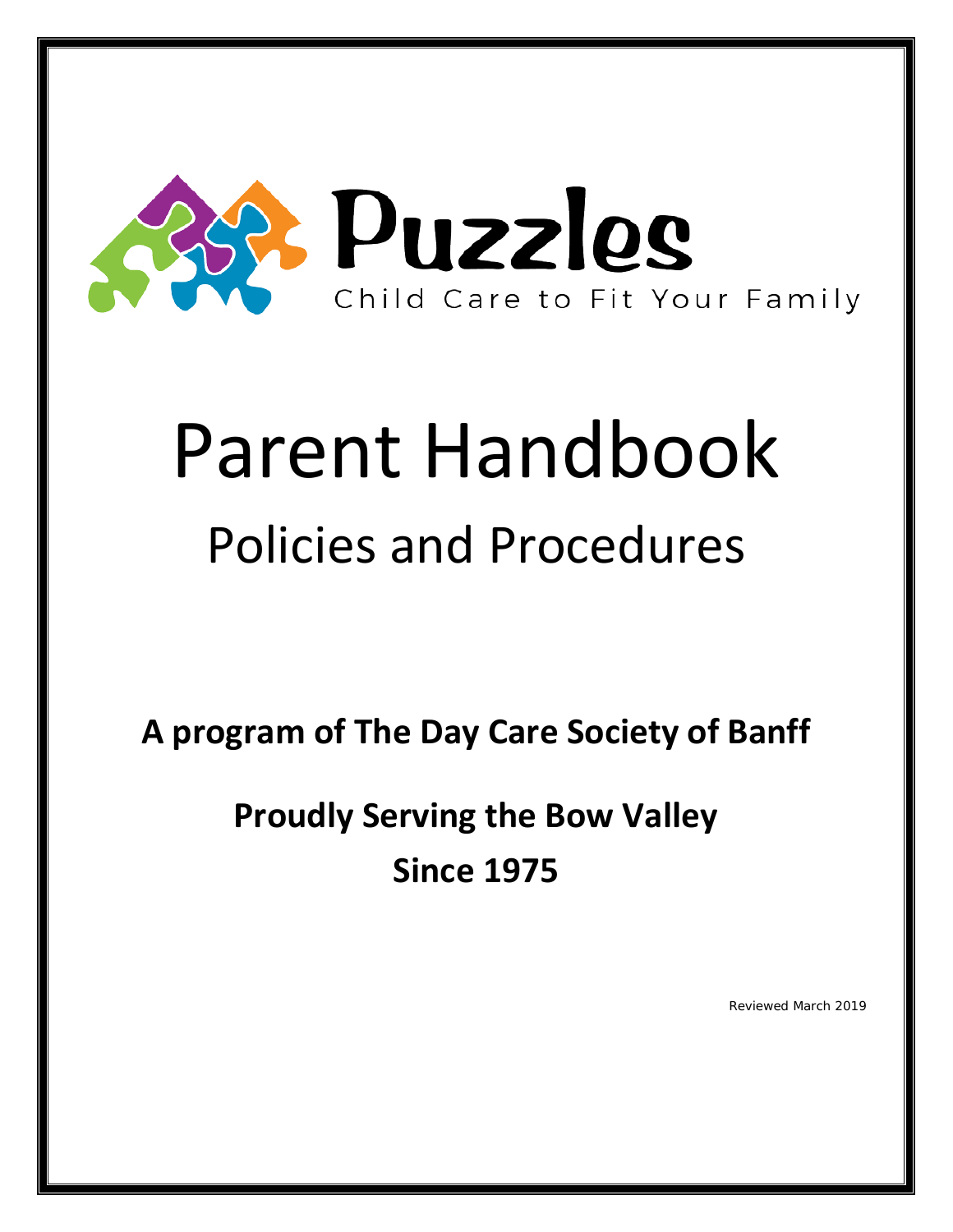Puzzles

Child Care to Fit Your Family

# Parent Handbook

## Policies and Procedures

**A program of The Day Care Society of Banff**

**Proudly Serving the Bow Valley**

**Since 1975**

Reviewed March 2019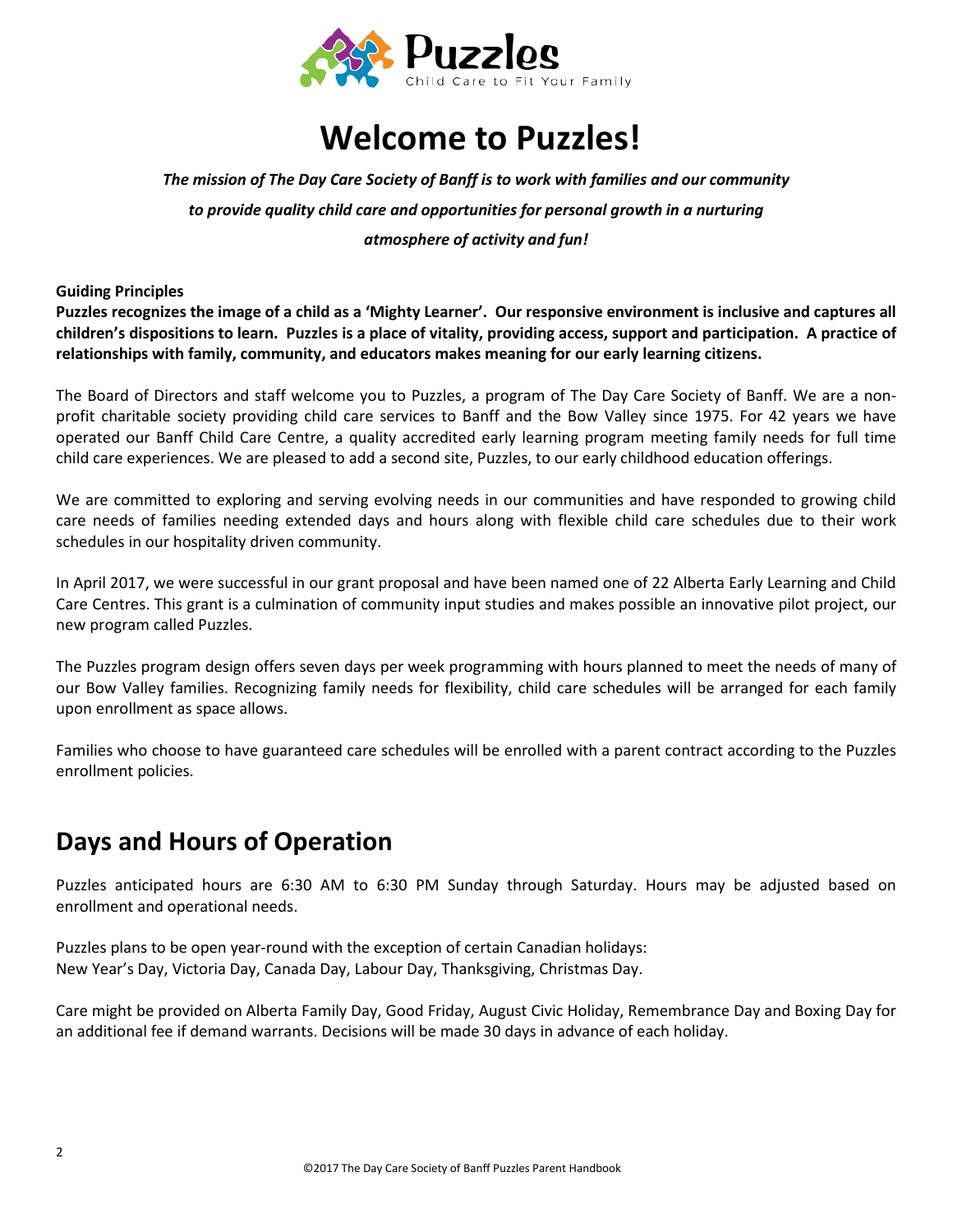Puzzles

Child Care to Fit Your Family

# Welcome to Puzzles!

***The mission of The Day Care Society of Banff is to work with families and our community to provide quality child care and opportunities for personal growth in a nurturing atmosphere of activity and fun!***

**Guiding Principles**

**Puzzles recognizes the image of a child as a 'Mighty Learner'. Our responsive environment is inclusive and captures all children's dispositions to learn. Puzzles is a place of vitality, providing access, support and participation. A practice of relationships with family, community, and educators makes meaning for our early learning citizens.**

The Board of Directors and staff welcome you to Puzzles, a program of The Day Care Society of Banff. We are a non-profit charitable society providing child care services to Banff and the Bow Valley since 1975. For 42 years we have operated our Banff Child Care Centre, a quality accredited early learning program meeting family needs for full time child care experiences. We are pleased to add a second site, Puzzles, to our early childhood education offerings.

We are committed to exploring and serving evolving needs in our communities and have responded to growing child care needs of families needing extended days and hours along with flexible child care schedules due to their work schedules in our hospitality driven community.

In April 2017, we were successful in our grant proposal and have been named one of 22 Alberta Early Learning and Child Care Centres. This grant is a culmination of community input studies and makes possible an innovative pilot project, our new program called Puzzles.

The Puzzles program design offers seven days per week programming with hours planned to meet the needs of many of our Bow Valley families. Recognizing family needs for flexibility, child care schedules will be arranged for each family upon enrollment as space allows.

Families who choose to have guaranteed care schedules will be enrolled with a parent contract according to the Puzzles enrollment policies.

## Days and Hours of Operation

Puzzles anticipated hours are 6:30 AM to 6:30 PM Sunday through Saturday. Hours may be adjusted based on enrollment and operational needs.

Puzzles plans to be open year-round with the exception of certain Canadian holidays:
New Year's Day, Victoria Day, Canada Day, Labour Day, Thanksgiving, Christmas Day.

Care might be provided on Alberta Family Day, Good Friday, August Civic Holiday, Remembrance Day and Boxing Day for an additional fee if demand warrants. Decisions will be made 30 days in advance of each holiday.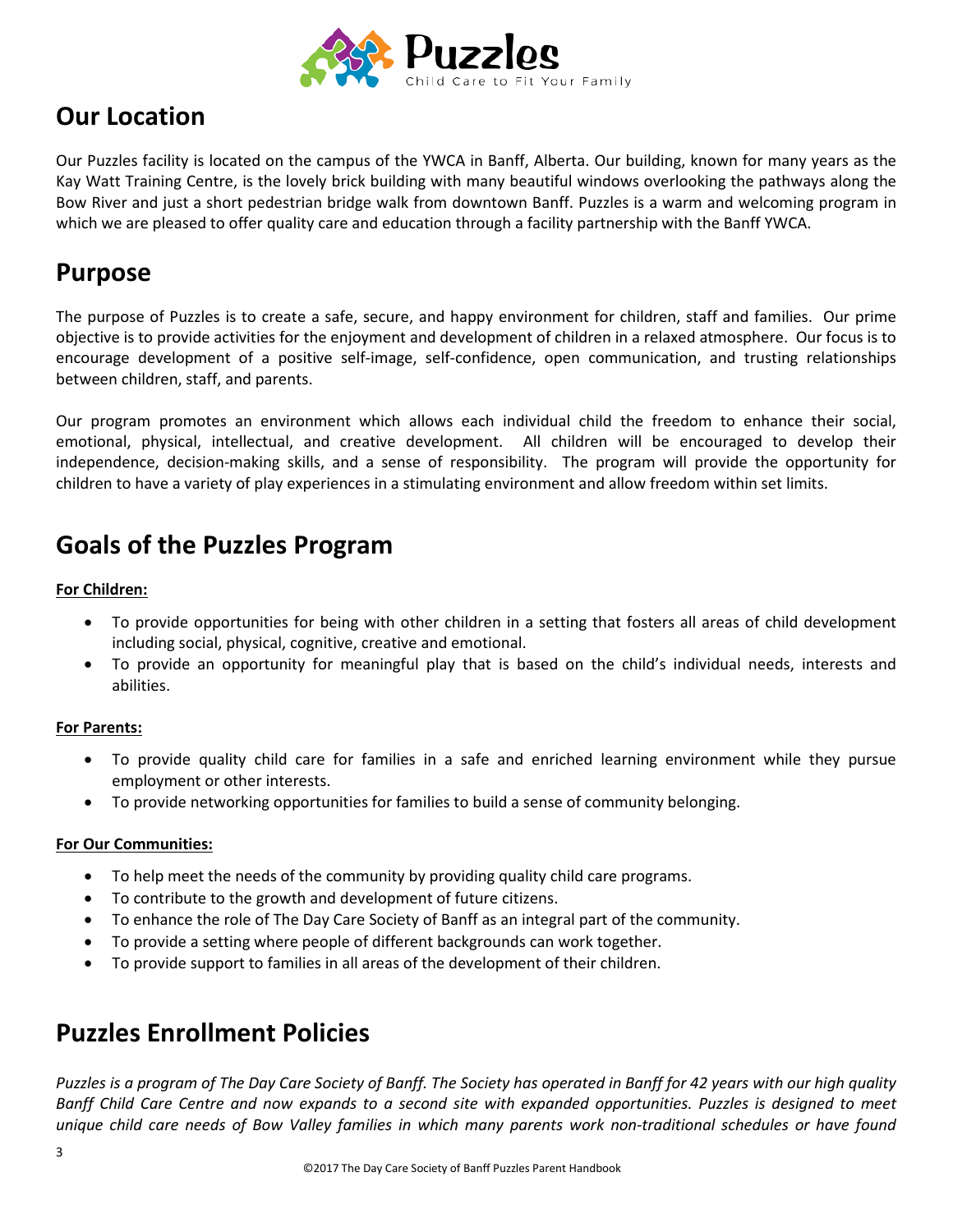## Our Location

Our Puzzles facility is located on the campus of the YWCA in Banff, Alberta. Our building, known for many years as the Kay Watt Training Centre, is the lovely brick building with many beautiful windows overlooking the pathways along the Bow River and just a short pedestrian bridge walk from downtown Banff. Puzzles is a warm and welcoming program in which we are pleased to offer quality care and education through a facility partnership with the Banff YWCA.

## Purpose

The purpose of Puzzles is to create a safe, secure, and happy environment for children, staff and families. Our prime objective is to provide activities for the enjoyment and development of children in a relaxed atmosphere. Our focus is to encourage development of a positive self-image, self-confidence, open communication, and trusting relationships between children, staff, and parents.

Our program promotes an environment which allows each individual child the freedom to enhance their social, emotional, physical, intellectual, and creative development. All children will be encouraged to develop their independence, decision-making skills, and a sense of responsibility. The program will provide the opportunity for children to have a variety of play experiences in a stimulating environment and allow freedom within set limits.

## Goals of the Puzzles Program

**For Children:**

- To provide opportunities for being with other children in a setting that fosters all areas of child development including social, physical, cognitive, creative and emotional.
- To provide an opportunity for meaningful play that is based on the child's individual needs, interests and abilities.

**For Parents:**

- To provide quality child care for families in a safe and enriched learning environment while they pursue employment or other interests.
- To provide networking opportunities for families to build a sense of community belonging.

**For Our Communities:**

- To help meet the needs of the community by providing quality child care programs.
- To contribute to the growth and development of future citizens.
- To enhance the role of The Day Care Society of Banff as an integral part of the community.
- To provide a setting where people of different backgrounds can work together.
- To provide support to families in all areas of the development of their children.

## Puzzles Enrollment Policies

*Puzzles is a program of The Day Care Society of Banff. The Society has operated in Banff for 42 years with our high quality Banff Child Care Centre and now expands to a second site with expanded opportunities. Puzzles is designed to meet unique child care needs of Bow Valley families in which many parents work non-traditional schedules or have found*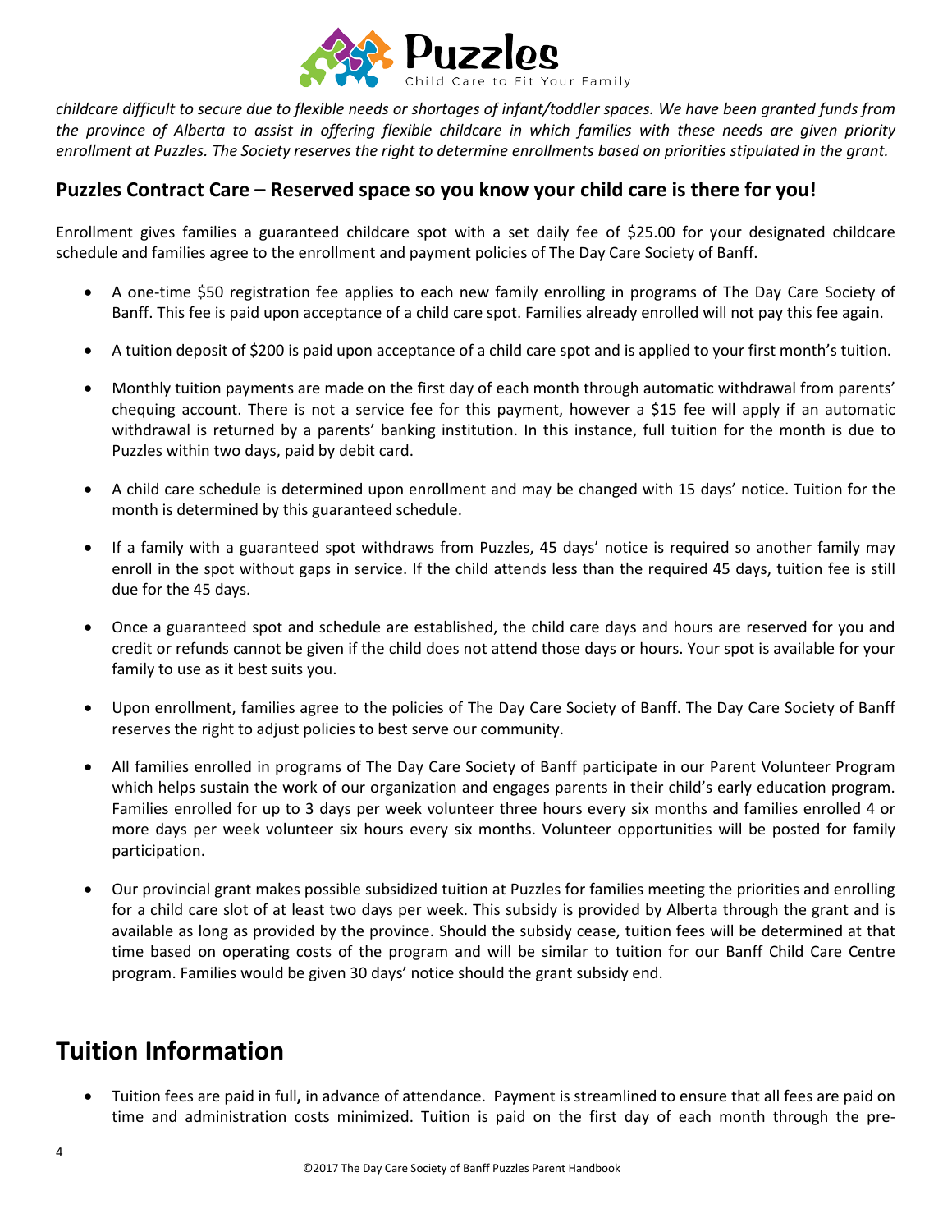*childcare difficult to secure due to flexible needs or shortages of infant/toddler spaces. We have been granted funds from the province of Alberta to assist in offering flexible childcare in which families with these needs are given priority enrollment at Puzzles. The Society reserves the right to determine enrollments based on priorities stipulated in the grant.*

### Puzzles Contract Care – Reserved space so you know your child care is there for you!

Enrollment gives families a guaranteed childcare spot with a set daily fee of $25.00 for your designated childcare schedule and families agree to the enrollment and payment policies of The Day Care Society of Banff.

- A one-time $50 registration fee applies to each new family enrolling in programs of The Day Care Society of Banff. This fee is paid upon acceptance of a child care spot. Families already enrolled will not pay this fee again.
- A tuition deposit of $200 is paid upon acceptance of a child care spot and is applied to your first month's tuition.
- Monthly tuition payments are made on the first day of each month through automatic withdrawal from parents' chequing account. There is not a service fee for this payment, however a $15 fee will apply if an automatic withdrawal is returned by a parents' banking institution. In this instance, full tuition for the month is due to Puzzles within two days, paid by debit card.
- A child care schedule is determined upon enrollment and may be changed with 15 days' notice. Tuition for the month is determined by this guaranteed schedule.
- If a family with a guaranteed spot withdraws from Puzzles, 45 days' notice is required so another family may enroll in the spot without gaps in service. If the child attends less than the required 45 days, tuition fee is still due for the 45 days.
- Once a guaranteed spot and schedule are established, the child care days and hours are reserved for you and credit or refunds cannot be given if the child does not attend those days or hours. Your spot is available for your family to use as it best suits you.
- Upon enrollment, families agree to the policies of The Day Care Society of Banff. The Day Care Society of Banff reserves the right to adjust policies to best serve our community.
- All families enrolled in programs of The Day Care Society of Banff participate in our Parent Volunteer Program which helps sustain the work of our organization and engages parents in their child's early education program. Families enrolled for up to 3 days per week volunteer three hours every six months and families enrolled 4 or more days per week volunteer six hours every six months. Volunteer opportunities will be posted for family participation.
- Our provincial grant makes possible subsidized tuition at Puzzles for families meeting the priorities and enrolling for a child care slot of at least two days per week. This subsidy is provided by Alberta through the grant and is available as long as provided by the province. Should the subsidy cease, tuition fees will be determined at that time based on operating costs of the program and will be similar to tuition for our Banff Child Care Centre program. Families would be given 30 days' notice should the grant subsidy end.

## Tuition Information

- Tuition fees are paid in full**,** in advance of attendance. Payment is streamlined to ensure that all fees are paid on time and administration costs minimized. Tuition is paid on the first day of each month through the pre-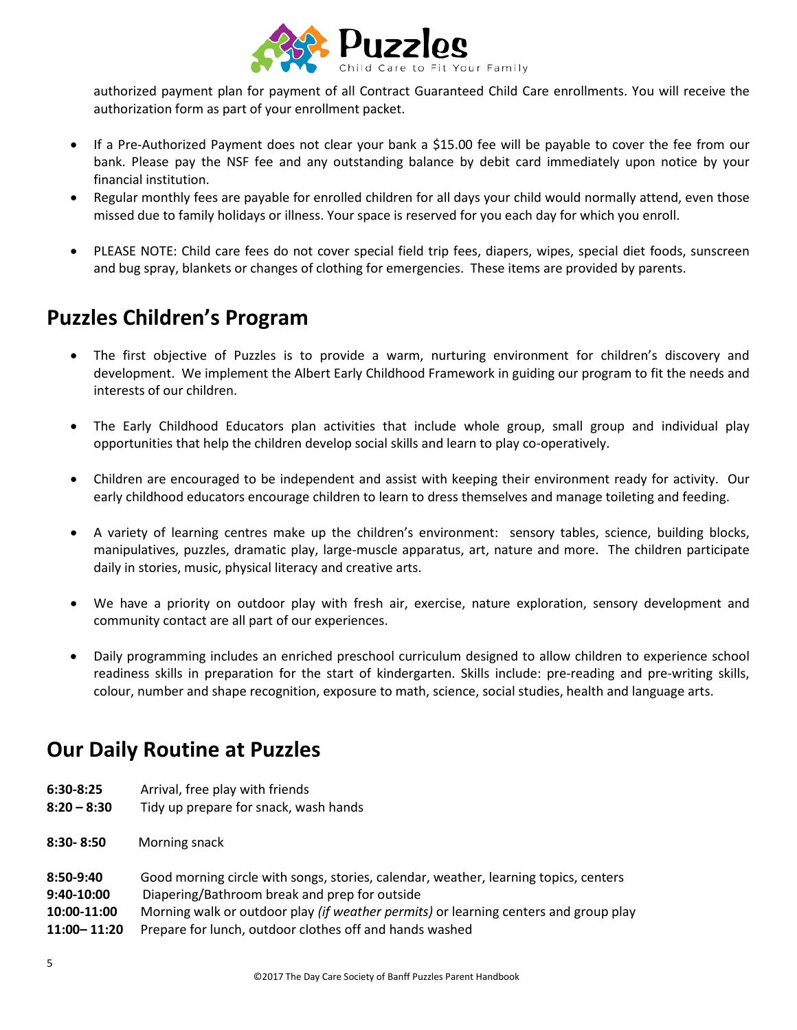authorized payment plan for payment of all Contract Guaranteed Child Care enrollments. You will receive the authorization form as part of your enrollment packet.

- If a Pre-Authorized Payment does not clear your bank a $15.00 fee will be payable to cover the fee from our bank. Please pay the NSF fee and any outstanding balance by debit card immediately upon notice by your financial institution.
- Regular monthly fees are payable for enrolled children for all days your child would normally attend, even those missed due to family holidays or illness. Your space is reserved for you each day for which you enroll.
- PLEASE NOTE: Child care fees do not cover special field trip fees, diapers, wipes, special diet foods, sunscreen and bug spray, blankets or changes of clothing for emergencies. These items are provided by parents.

## Puzzles Children's Program

- The first objective of Puzzles is to provide a warm, nurturing environment for children's discovery and development. We implement the Albert Early Childhood Framework in guiding our program to fit the needs and interests of our children.
- The Early Childhood Educators plan activities that include whole group, small group and individual play opportunities that help the children develop social skills and learn to play co-operatively.
- Children are encouraged to be independent and assist with keeping their environment ready for activity. Our early childhood educators encourage children to learn to dress themselves and manage toileting and feeding.
- A variety of learning centres make up the children's environment: sensory tables, science, building blocks, manipulatives, puzzles, dramatic play, large-muscle apparatus, art, nature and more. The children participate daily in stories, music, physical literacy and creative arts.
- We have a priority on outdoor play with fresh air, exercise, nature exploration, sensory development and community contact are all part of our experiences.
- Daily programming includes an enriched preschool curriculum designed to allow children to experience school readiness skills in preparation for the start of kindergarten. Skills include: pre-reading and pre-writing skills, colour, number and shape recognition, exposure to math, science, social studies, health and language arts.

## Our Daily Routine at Puzzles

**6:30-8:25** Arrival, free play with friends
**8:20 – 8:30** Tidy up prepare for snack, wash hands

**8:30- 8:50** Morning snack

**8:50-9:40** Good morning circle with songs, stories, calendar, weather, learning topics, centers
**9:40-10:00** Diapering/Bathroom break and prep for outside
**10:00-11:00** Morning walk or outdoor play *(if weather permits)* or learning centers and group play
**11:00– 11:20** Prepare for lunch, outdoor clothes off and hands washed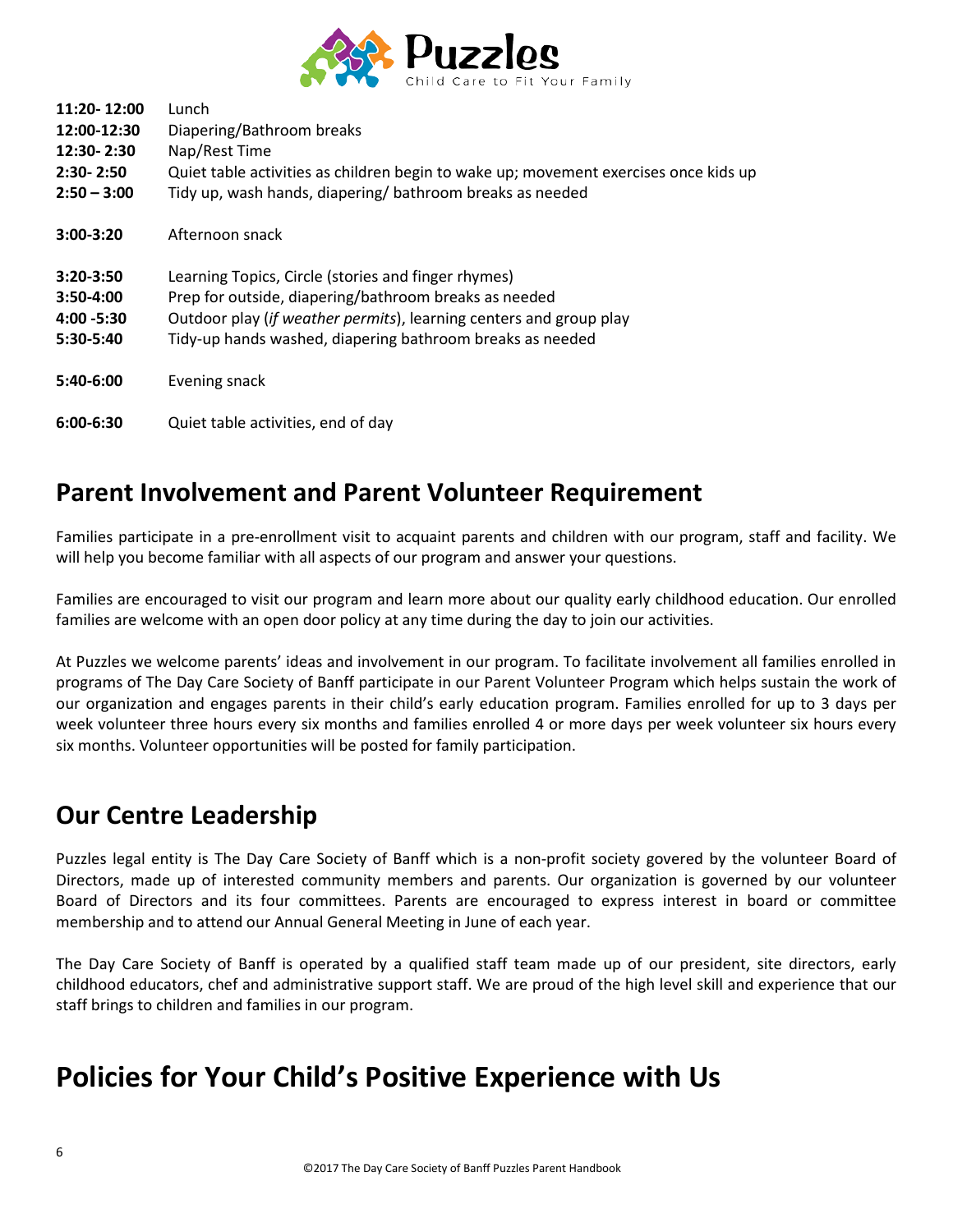**11:20- 12:00** Lunch
**12:00-12:30** Diapering/Bathroom breaks
**12:30- 2:30** Nap/Rest Time
**2:30- 2:50** Quiet table activities as children begin to wake up; movement exercises once kids up
**2:50 – 3:00** Tidy up, wash hands, diapering/ bathroom breaks as needed

**3:00-3:20** Afternoon snack

**3:20-3:50** Learning Topics, Circle (stories and finger rhymes)
**3:50-4:00** Prep for outside, diapering/bathroom breaks as needed
**4:00 -5:30** Outdoor play (*if weather permits*), learning centers and group play
**5:30-5:40** Tidy-up hands washed, diapering bathroom breaks as needed

**5:40-6:00** Evening snack

**6:00-6:30** Quiet table activities, end of day

## Parent Involvement and Parent Volunteer Requirement

Families participate in a pre-enrollment visit to acquaint parents and children with our program, staff and facility. We will help you become familiar with all aspects of our program and answer your questions.

Families are encouraged to visit our program and learn more about our quality early childhood education. Our enrolled families are welcome with an open door policy at any time during the day to join our activities.

At Puzzles we welcome parents' ideas and involvement in our program. To facilitate involvement all families enrolled in programs of The Day Care Society of Banff participate in our Parent Volunteer Program which helps sustain the work of our organization and engages parents in their child's early education program. Families enrolled for up to 3 days per week volunteer three hours every six months and families enrolled 4 or more days per week volunteer six hours every six months. Volunteer opportunities will be posted for family participation.

## Our Centre Leadership

Puzzles legal entity is The Day Care Society of Banff which is a non-profit society govered by the volunteer Board of Directors, made up of interested community members and parents. Our organization is governed by our volunteer Board of Directors and its four committees. Parents are encouraged to express interest in board or committee membership and to attend our Annual General Meeting in June of each year.

The Day Care Society of Banff is operated by a qualified staff team made up of our president, site directors, early childhood educators, chef and administrative support staff. We are proud of the high level skill and experience that our staff brings to children and families in our program.

# Policies for Your Child's Positive Experience with Us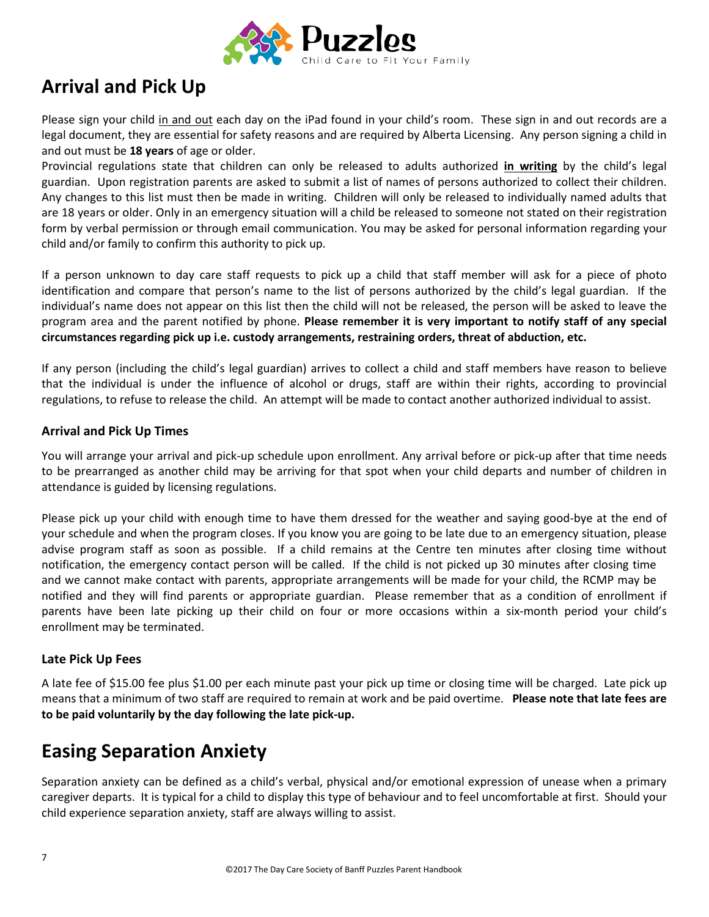## Arrival and Pick Up

Please sign your child in and out each day on the iPad found in your child's room. These sign in and out records are a legal document, they are essential for safety reasons and are required by Alberta Licensing. Any person signing a child in and out must be **18 years** of age or older.

Provincial regulations state that children can only be released to adults authorized **in writing** by the child's legal guardian. Upon registration parents are asked to submit a list of names of persons authorized to collect their children. Any changes to this list must then be made in writing. Children will only be released to individually named adults that are 18 years or older. Only in an emergency situation will a child be released to someone not stated on their registration form by verbal permission or through email communication. You may be asked for personal information regarding your child and/or family to confirm this authority to pick up.

If a person unknown to day care staff requests to pick up a child that staff member will ask for a piece of photo identification and compare that person's name to the list of persons authorized by the child's legal guardian. If the individual's name does not appear on this list then the child will not be released, the person will be asked to leave the program area and the parent notified by phone. **Please remember it is very important to notify staff of any special circumstances regarding pick up i.e. custody arrangements, restraining orders, threat of abduction, etc.**

If any person (including the child's legal guardian) arrives to collect a child and staff members have reason to believe that the individual is under the influence of alcohol or drugs, staff are within their rights, according to provincial regulations, to refuse to release the child. An attempt will be made to contact another authorized individual to assist.

### Arrival and Pick Up Times

You will arrange your arrival and pick-up schedule upon enrollment. Any arrival before or pick-up after that time needs to be prearranged as another child may be arriving for that spot when your child departs and number of children in attendance is guided by licensing regulations.

Please pick up your child with enough time to have them dressed for the weather and saying good-bye at the end of your schedule and when the program closes. If you know you are going to be late due to an emergency situation, please advise program staff as soon as possible. If a child remains at the Centre ten minutes after closing time without notification, the emergency contact person will be called. If the child is not picked up 30 minutes after closing time and we cannot make contact with parents, appropriate arrangements will be made for your child, the RCMP may be notified and they will find parents or appropriate guardian. Please remember that as a condition of enrollment if parents have been late picking up their child on four or more occasions within a six-month period your child's enrollment may be terminated.

### Late Pick Up Fees

A late fee of $15.00 fee plus $1.00 per each minute past your pick up time or closing time will be charged. Late pick up means that a minimum of two staff are required to remain at work and be paid overtime. **Please note that late fees are to be paid voluntarily by the day following the late pick-up.**

## Easing Separation Anxiety

Separation anxiety can be defined as a child's verbal, physical and/or emotional expression of unease when a primary caregiver departs. It is typical for a child to display this type of behaviour and to feel uncomfortable at first. Should your child experience separation anxiety, staff are always willing to assist.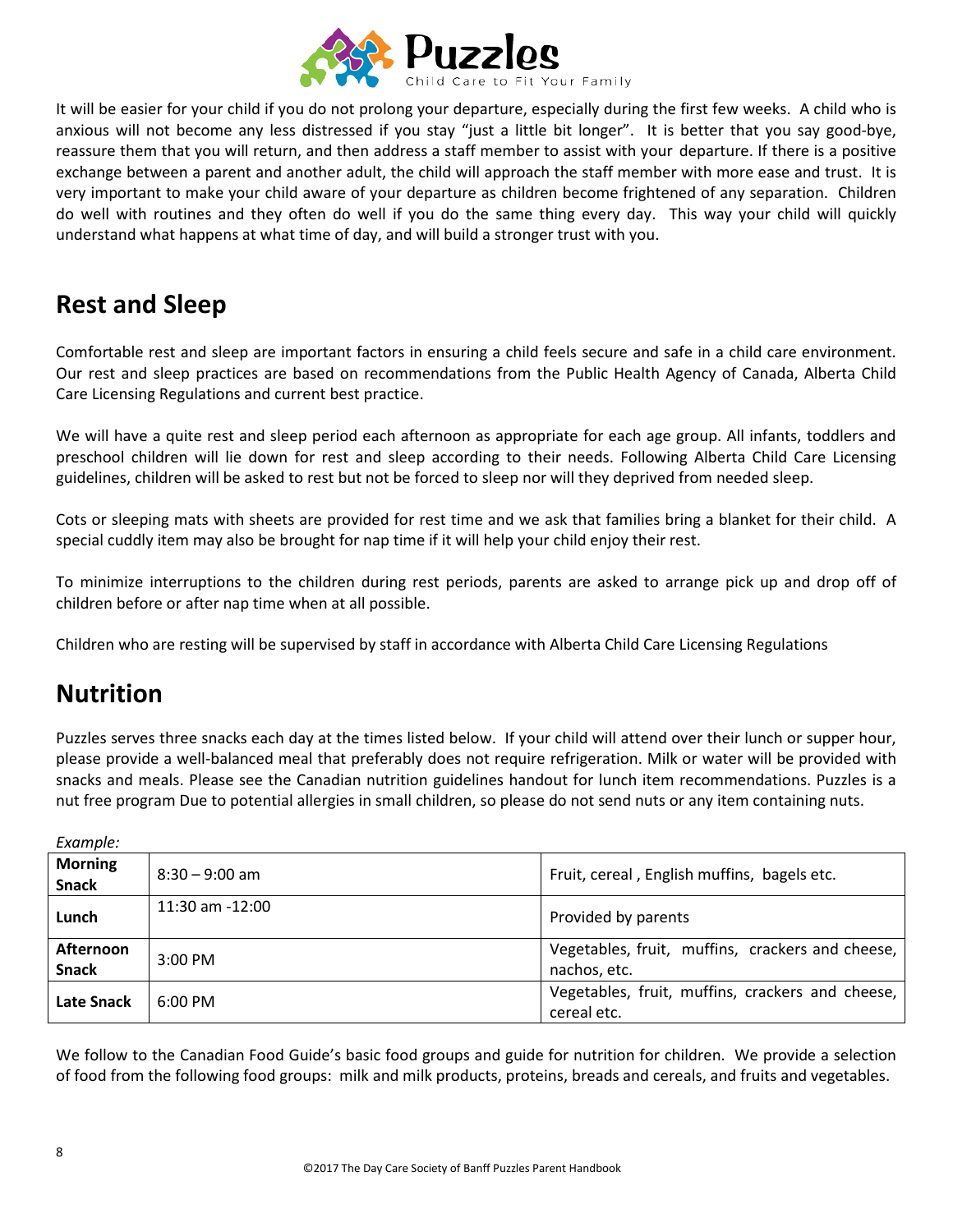It will be easier for your child if you do not prolong your departure, especially during the first few weeks. A child who is anxious will not become any less distressed if you stay "just a little bit longer". It is better that you say good-bye, reassure them that you will return, and then address a staff member to assist with your departure. If there is a positive exchange between a parent and another adult, the child will approach the staff member with more ease and trust. It is very important to make your child aware of your departure as children become frightened of any separation. Children do well with routines and they often do well if you do the same thing every day. This way your child will quickly understand what happens at what time of day, and will build a stronger trust with you.

## Rest and Sleep

Comfortable rest and sleep are important factors in ensuring a child feels secure and safe in a child care environment. Our rest and sleep practices are based on recommendations from the Public Health Agency of Canada, Alberta Child Care Licensing Regulations and current best practice.

We will have a quite rest and sleep period each afternoon as appropriate for each age group. All infants, toddlers and preschool children will lie down for rest and sleep according to their needs. Following Alberta Child Care Licensing guidelines, children will be asked to rest but not be forced to sleep nor will they deprived from needed sleep.

Cots or sleeping mats with sheets are provided for rest time and we ask that families bring a blanket for their child. A special cuddly item may also be brought for nap time if it will help your child enjoy their rest.

To minimize interruptions to the children during rest periods, parents are asked to arrange pick up and drop off of children before or after nap time when at all possible.

Children who are resting will be supervised by staff in accordance with Alberta Child Care Licensing Regulations

## Nutrition

Puzzles serves three snacks each day at the times listed below. If your child will attend over their lunch or supper hour, please provide a well-balanced meal that preferably does not require refrigeration. Milk or water will be provided with snacks and meals. Please see the Canadian nutrition guidelines handout for lunch item recommendations. Puzzles is a nut free program Due to potential allergies in small children, so please do not send nuts or any item containing nuts.

*Example:*

| | | |
|---|---|---|
| **Morning Snack** | 8:30 – 9:00 am | Fruit, cereal , English muffins, bagels etc. |
| **Lunch** | 11:30 am -12:00 | Provided by parents |
| **Afternoon Snack** | 3:00 PM | Vegetables, fruit, muffins, crackers and cheese, nachos, etc. |
| **Late Snack** | 6:00 PM | Vegetables, fruit, muffins, crackers and cheese, cereal etc. |

We follow to the Canadian Food Guide's basic food groups and guide for nutrition for children. We provide a selection of food from the following food groups: milk and milk products, proteins, breads and cereals, and fruits and vegetables.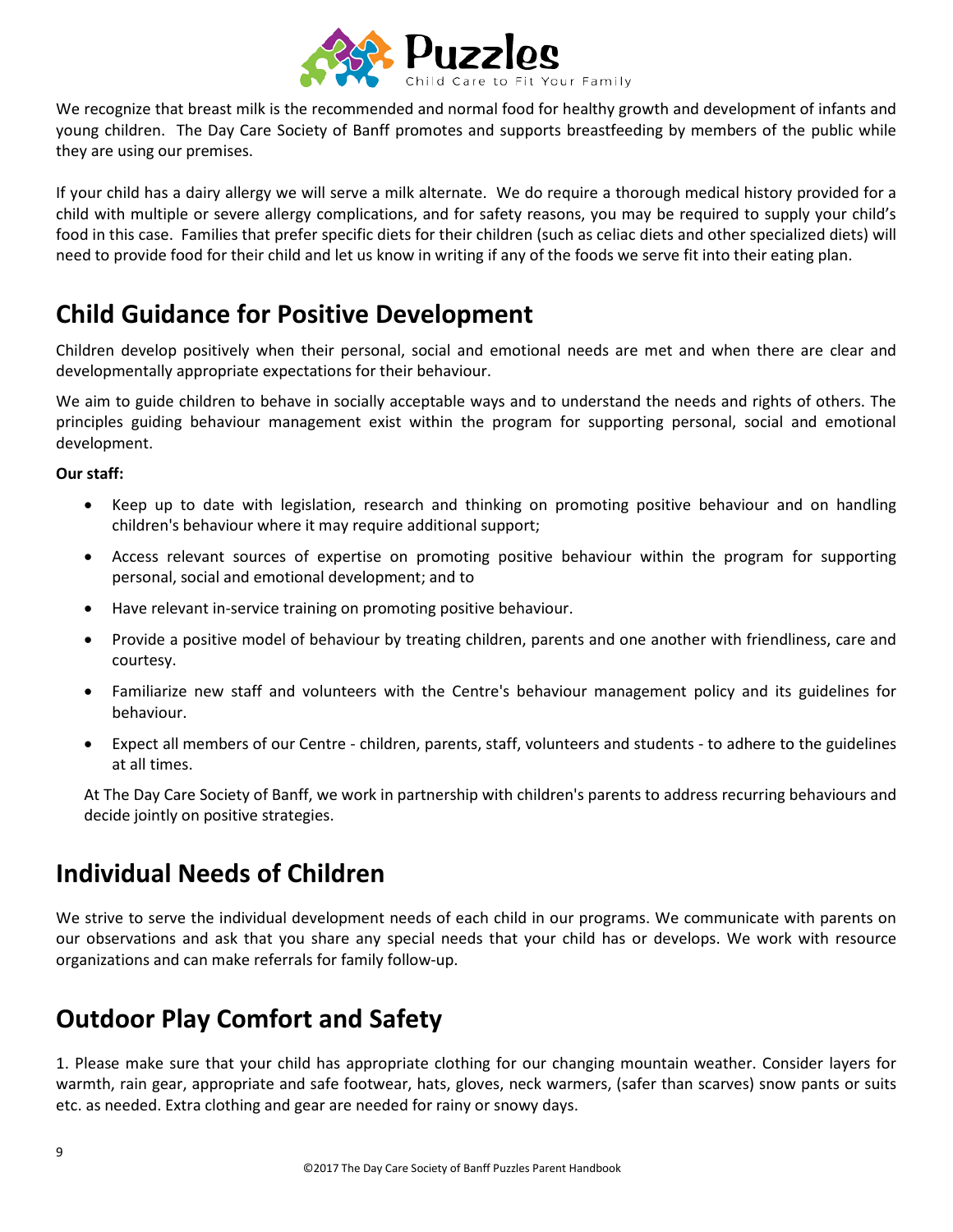We recognize that breast milk is the recommended and normal food for healthy growth and development of infants and young children. The Day Care Society of Banff promotes and supports breastfeeding by members of the public while they are using our premises.

If your child has a dairy allergy we will serve a milk alternate. We do require a thorough medical history provided for a child with multiple or severe allergy complications, and for safety reasons, you may be required to supply your child's food in this case. Families that prefer specific diets for their children (such as celiac diets and other specialized diets) will need to provide food for their child and let us know in writing if any of the foods we serve fit into their eating plan.

## Child Guidance for Positive Development

Children develop positively when their personal, social and emotional needs are met and when there are clear and developmentally appropriate expectations for their behaviour.

We aim to guide children to behave in socially acceptable ways and to understand the needs and rights of others. The principles guiding behaviour management exist within the program for supporting personal, social and emotional development.

**Our staff:**

- Keep up to date with legislation, research and thinking on promoting positive behaviour and on handling children's behaviour where it may require additional support;
- Access relevant sources of expertise on promoting positive behaviour within the program for supporting personal, social and emotional development; and to
- Have relevant in-service training on promoting positive behaviour.
- Provide a positive model of behaviour by treating children, parents and one another with friendliness, care and courtesy.
- Familiarize new staff and volunteers with the Centre's behaviour management policy and its guidelines for behaviour.
- Expect all members of our Centre - children, parents, staff, volunteers and students - to adhere to the guidelines at all times.

At The Day Care Society of Banff, we work in partnership with children's parents to address recurring behaviours and decide jointly on positive strategies.

## Individual Needs of Children

We strive to serve the individual development needs of each child in our programs. We communicate with parents on our observations and ask that you share any special needs that your child has or develops. We work with resource organizations and can make referrals for family follow-up.

## Outdoor Play Comfort and Safety

1. Please make sure that your child has appropriate clothing for our changing mountain weather. Consider layers for warmth, rain gear, appropriate and safe footwear, hats, gloves, neck warmers, (safer than scarves) snow pants or suits etc. as needed. Extra clothing and gear are needed for rainy or snowy days.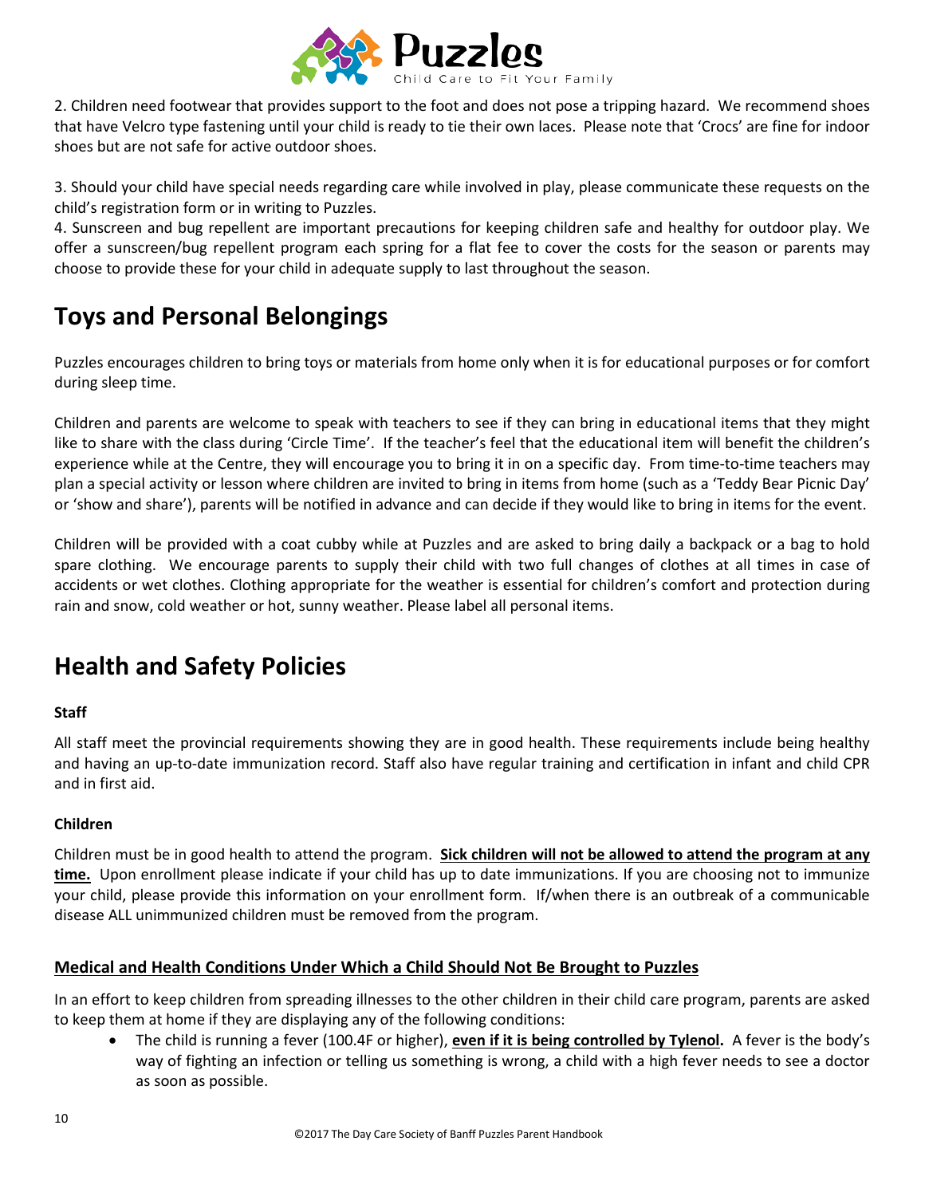2. Children need footwear that provides support to the foot and does not pose a tripping hazard. We recommend shoes that have Velcro type fastening until your child is ready to tie their own laces. Please note that 'Crocs' are fine for indoor shoes but are not safe for active outdoor shoes.

3. Should your child have special needs regarding care while involved in play, please communicate these requests on the child's registration form or in writing to Puzzles.

4. Sunscreen and bug repellent are important precautions for keeping children safe and healthy for outdoor play. We offer a sunscreen/bug repellent program each spring for a flat fee to cover the costs for the season or parents may choose to provide these for your child in adequate supply to last throughout the season.

# Toys and Personal Belongings

Puzzles encourages children to bring toys or materials from home only when it is for educational purposes or for comfort during sleep time.

Children and parents are welcome to speak with teachers to see if they can bring in educational items that they might like to share with the class during 'Circle Time'. If the teacher's feel that the educational item will benefit the children's experience while at the Centre, they will encourage you to bring it in on a specific day. From time-to-time teachers may plan a special activity or lesson where children are invited to bring in items from home (such as a 'Teddy Bear Picnic Day' or 'show and share'), parents will be notified in advance and can decide if they would like to bring in items for the event.

Children will be provided with a coat cubby while at Puzzles and are asked to bring daily a backpack or a bag to hold spare clothing. We encourage parents to supply their child with two full changes of clothes at all times in case of accidents or wet clothes. Clothing appropriate for the weather is essential for children's comfort and protection during rain and snow, cold weather or hot, sunny weather. Please label all personal items.

# Health and Safety Policies

### Staff

All staff meet the provincial requirements showing they are in good health. These requirements include being healthy and having an up-to-date immunization record. Staff also have regular training and certification in infant and child CPR and in first aid.

### Children

Children must be in good health to attend the program. **Sick children will not be allowed to attend the program at any time.** Upon enrollment please indicate if your child has up to date immunizations. If you are choosing not to immunize your child, please provide this information on your enrollment form. If/when there is an outbreak of a communicable disease ALL unimmunized children must be removed from the program.

### Medical and Health Conditions Under Which a Child Should Not Be Brought to Puzzles

In an effort to keep children from spreading illnesses to the other children in their child care program, parents are asked to keep them at home if they are displaying any of the following conditions:

- The child is running a fever (100.4F or higher), **even if it is being controlled by Tylenol.** A fever is the body's way of fighting an infection or telling us something is wrong, a child with a high fever needs to see a doctor as soon as possible.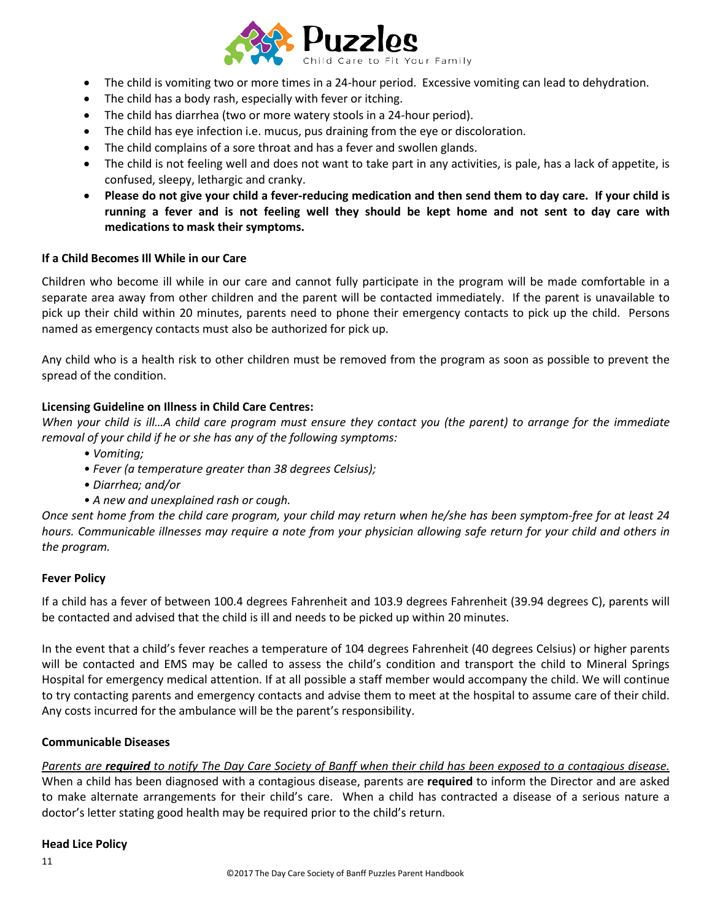- The child is vomiting two or more times in a 24-hour period. Excessive vomiting can lead to dehydration.
- The child has a body rash, especially with fever or itching.
- The child has diarrhea (two or more watery stools in a 24-hour period).
- The child has eye infection i.e. mucus, pus draining from the eye or discoloration.
- The child complains of a sore throat and has a fever and swollen glands.
- The child is not feeling well and does not want to take part in any activities, is pale, has a lack of appetite, is confused, sleepy, lethargic and cranky.
- **Please do not give your child a fever-reducing medication and then send them to day care. If your child is running a fever and is not feeling well they should be kept home and not sent to day care with medications to mask their symptoms.**

**If a Child Becomes Ill While in our Care**

Children who become ill while in our care and cannot fully participate in the program will be made comfortable in a separate area away from other children and the parent will be contacted immediately. If the parent is unavailable to pick up their child within 20 minutes, parents need to phone their emergency contacts to pick up the child. Persons named as emergency contacts must also be authorized for pick up.

Any child who is a health risk to other children must be removed from the program as soon as possible to prevent the spread of the condition.

**Licensing Guideline on Illness in Child Care Centres:**

*When your child is ill…A child care program must ensure they contact you (the parent) to arrange for the immediate removal of your child if he or she has any of the following symptoms:*

- *Vomiting;*
- *Fever (a temperature greater than 38 degrees Celsius);*
- *Diarrhea; and/or*
- *A new and unexplained rash or cough.*

*Once sent home from the child care program, your child may return when he/she has been symptom-free for at least 24 hours. Communicable illnesses may require a note from your physician allowing safe return for your child and others in the program.*

**Fever Policy**

If a child has a fever of between 100.4 degrees Fahrenheit and 103.9 degrees Fahrenheit (39.94 degrees C), parents will be contacted and advised that the child is ill and needs to be picked up within 20 minutes.

In the event that a child's fever reaches a temperature of 104 degrees Fahrenheit (40 degrees Celsius) or higher parents will be contacted and EMS may be called to assess the child's condition and transport the child to Mineral Springs Hospital for emergency medical attention. If at all possible a staff member would accompany the child. We will continue to try contacting parents and emergency contacts and advise them to meet at the hospital to assume care of their child. Any costs incurred for the ambulance will be the parent's responsibility.

**Communicable Diseases**

*Parents are **required** to notify The Day Care Society of Banff when their child has been exposed to a contagious disease.* When a child has been diagnosed with a contagious disease, parents are **required** to inform the Director and are asked to make alternate arrangements for their child's care. When a child has contracted a disease of a serious nature a doctor's letter stating good health may be required prior to the child's return.

**Head Lice Policy**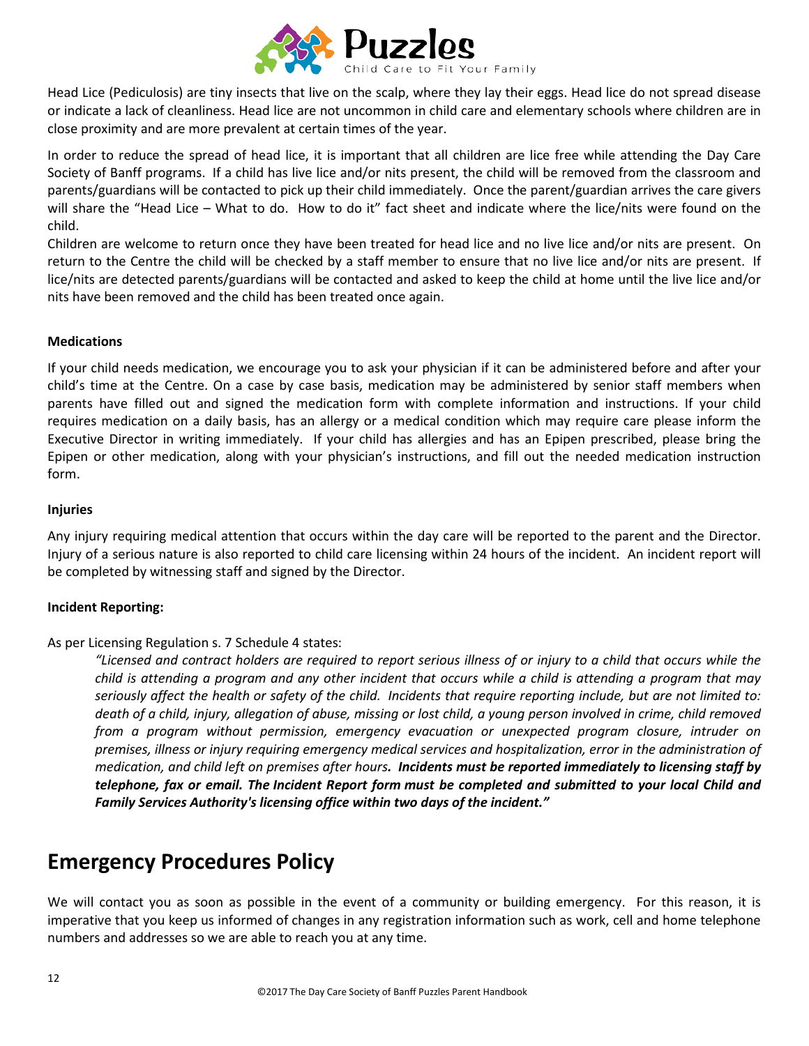Head Lice (Pediculosis) are tiny insects that live on the scalp, where they lay their eggs. Head lice do not spread disease or indicate a lack of cleanliness. Head lice are not uncommon in child care and elementary schools where children are in close proximity and are more prevalent at certain times of the year.

In order to reduce the spread of head lice, it is important that all children are lice free while attending the Day Care Society of Banff programs. If a child has live lice and/or nits present, the child will be removed from the classroom and parents/guardians will be contacted to pick up their child immediately. Once the parent/guardian arrives the care givers will share the "Head Lice – What to do. How to do it" fact sheet and indicate where the lice/nits were found on the child.

Children are welcome to return once they have been treated for head lice and no live lice and/or nits are present. On return to the Centre the child will be checked by a staff member to ensure that no live lice and/or nits are present. If lice/nits are detected parents/guardians will be contacted and asked to keep the child at home until the live lice and/or nits have been removed and the child has been treated once again.

**Medications**

If your child needs medication, we encourage you to ask your physician if it can be administered before and after your child's time at the Centre. On a case by case basis, medication may be administered by senior staff members when parents have filled out and signed the medication form with complete information and instructions. If your child requires medication on a daily basis, has an allergy or a medical condition which may require care please inform the Executive Director in writing immediately. If your child has allergies and has an Epipen prescribed, please bring the Epipen or other medication, along with your physician's instructions, and fill out the needed medication instruction form.

**Injuries**

Any injury requiring medical attention that occurs within the day care will be reported to the parent and the Director. Injury of a serious nature is also reported to child care licensing within 24 hours of the incident. An incident report will be completed by witnessing staff and signed by the Director.

**Incident Reporting:**

As per Licensing Regulation s. 7 Schedule 4 states:

> *"Licensed and contract holders are required to report serious illness of or injury to a child that occurs while the child is attending a program and any other incident that occurs while a child is attending a program that may seriously affect the health or safety of the child. Incidents that require reporting include, but are not limited to: death of a child, injury, allegation of abuse, missing or lost child, a young person involved in crime, child removed from a program without permission, emergency evacuation or unexpected program closure, intruder on premises, illness or injury requiring emergency medical services and hospitalization, error in the administration of medication, and child left on premises after hours.* ***Incidents must be reported immediately to licensing staff by telephone, fax or email. The Incident Report form must be completed and submitted to your local Child and Family Services Authority's licensing office within two days of the incident."***

# Emergency Procedures Policy

We will contact you as soon as possible in the event of a community or building emergency. For this reason, it is imperative that you keep us informed of changes in any registration information such as work, cell and home telephone numbers and addresses so we are able to reach you at any time.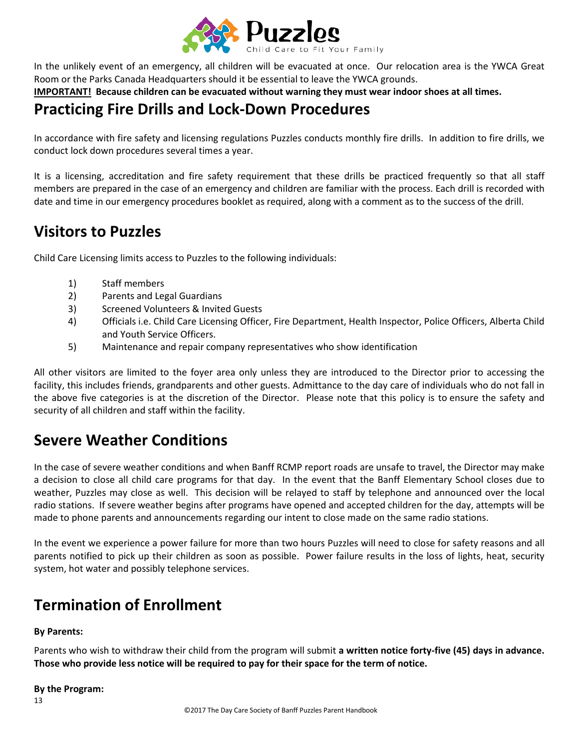In the unlikely event of an emergency, all children will be evacuated at once. Our relocation area is the YWCA Great Room or the Parks Canada Headquarters should it be essential to leave the YWCA grounds.

**IMPORTANT! Because children can be evacuated without warning they must wear indoor shoes at all times.**

## Practicing Fire Drills and Lock-Down Procedures

In accordance with fire safety and licensing regulations Puzzles conducts monthly fire drills. In addition to fire drills, we conduct lock down procedures several times a year.

It is a licensing, accreditation and fire safety requirement that these drills be practiced frequently so that all staff members are prepared in the case of an emergency and children are familiar with the process. Each drill is recorded with date and time in our emergency procedures booklet as required, along with a comment as to the success of the drill.

## Visitors to Puzzles

Child Care Licensing limits access to Puzzles to the following individuals:

1) Staff members
2) Parents and Legal Guardians
3) Screened Volunteers & Invited Guests
4) Officials i.e. Child Care Licensing Officer, Fire Department, Health Inspector, Police Officers, Alberta Child and Youth Service Officers.
5) Maintenance and repair company representatives who show identification

All other visitors are limited to the foyer area only unless they are introduced to the Director prior to accessing the facility, this includes friends, grandparents and other guests. Admittance to the day care of individuals who do not fall in the above five categories is at the discretion of the Director. Please note that this policy is to ensure the safety and security of all children and staff within the facility.

## Severe Weather Conditions

In the case of severe weather conditions and when Banff RCMP report roads are unsafe to travel, the Director may make a decision to close all child care programs for that day. In the event that the Banff Elementary School closes due to weather, Puzzles may close as well. This decision will be relayed to staff by telephone and announced over the local radio stations. If severe weather begins after programs have opened and accepted children for the day, attempts will be made to phone parents and announcements regarding our intent to close made on the same radio stations.

In the event we experience a power failure for more than two hours Puzzles will need to close for safety reasons and all parents notified to pick up their children as soon as possible. Power failure results in the loss of lights, heat, security system, hot water and possibly telephone services.

## Termination of Enrollment

**By Parents:**

Parents who wish to withdraw their child from the program will submit **a written notice forty-five (45) days in advance. Those who provide less notice will be required to pay for their space for the term of notice.**

**By the Program:**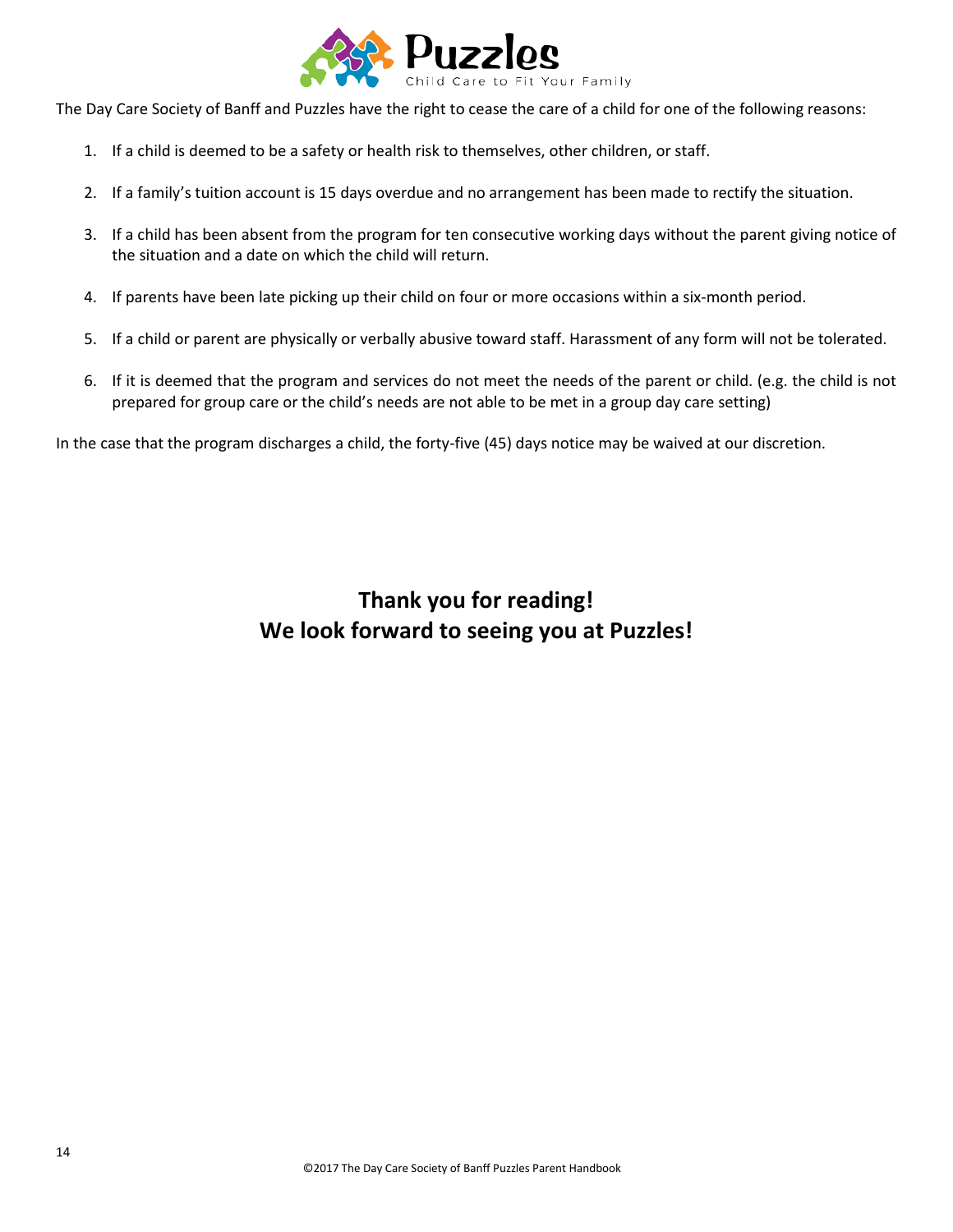The Day Care Society of Banff and Puzzles have the right to cease the care of a child for one of the following reasons:

1. If a child is deemed to be a safety or health risk to themselves, other children, or staff.
2. If a family's tuition account is 15 days overdue and no arrangement has been made to rectify the situation.
3. If a child has been absent from the program for ten consecutive working days without the parent giving notice of the situation and a date on which the child will return.
4. If parents have been late picking up their child on four or more occasions within a six-month period.
5. If a child or parent are physically or verbally abusive toward staff. Harassment of any form will not be tolerated.
6. If it is deemed that the program and services do not meet the needs of the parent or child. (e.g. the child is not prepared for group care or the child's needs are not able to be met in a group day care setting)

In the case that the program discharges a child, the forty-five (45) days notice may be waived at our discretion.

**Thank you for reading!**
**We look forward to seeing you at Puzzles!**